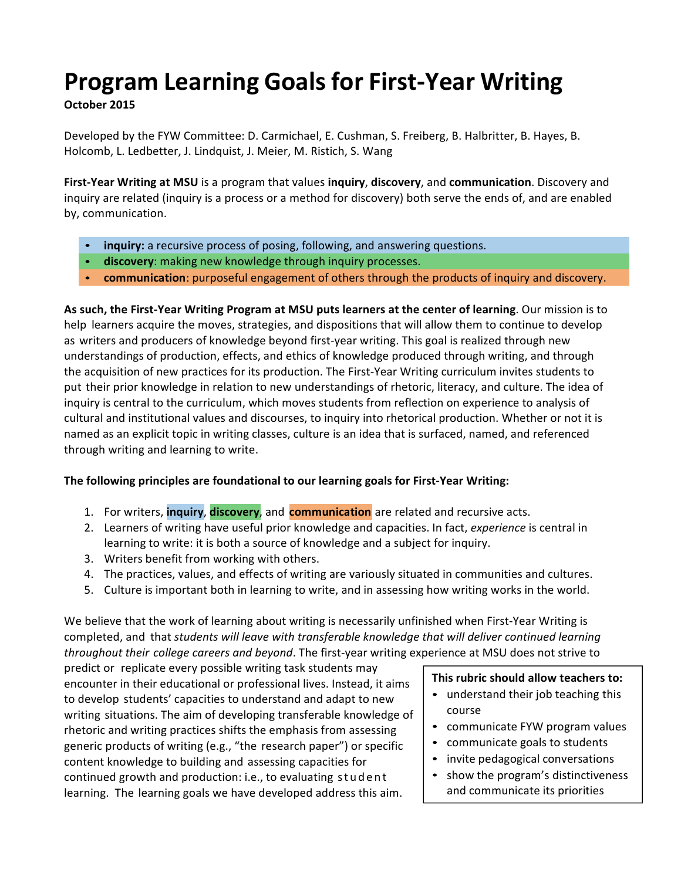# Program Learning Goals for First-Year Writing

**October 2015**

Developed by the FYW Committee: D. Carmichael, E. Cushman, S. Freiberg, B. Halbritter, B. Hayes, B. Holcomb, L. Ledbetter, J. Lindquist, J. Meier, M. Ristich, S. Wang

**First-Year Writing at MSU** is a program that values **inquiry**, **discovery**, and **communication**. Discovery and inquiry are related (inquiry is a process or a method for discovery) both serve the ends of, and are enabled by, communication.

- **inquiry:** a recursive process of posing, following, and answering questions.
- **discovery**: making new knowledge through inquiry processes.
- **communication**: purposeful engagement of others through the products of inquiry and discovery.

**As such, the First-Year Writing Program at MSU puts learners at the center of learning**. Our mission is to help learners acquire the moves, strategies, and dispositions that will allow them to continue to develop as writers and producers of knowledge beyond first-year writing. This goal is realized through new understandings of production, effects, and ethics of knowledge produced through writing, and through the acquisition of new practices for its production. The First-Year Writing curriculum invites students to put their prior knowledge in relation to new understandings of rhetoric, literacy, and culture. The idea of inquiry is central to the curriculum, which moves students from reflection on experience to analysis of cultural and institutional values and discourses, to inquiry into rhetorical production. Whether or not it is named as an explicit topic in writing classes, culture is an idea that is surfaced, named, and referenced through writing and learning to write.

**The following principles are foundational to our learning goals for First-Year Writing:**

1. For writers, **inquiry**, **discovery**, and **communication** are related and recursive acts.
2. Learners of writing have useful prior knowledge and capacities. In fact, *experience* is central in learning to write: it is both a source of knowledge and a subject for inquiry.
3. Writers benefit from working with others.
4. The practices, values, and effects of writing are variously situated in communities and cultures.
5. Culture is important both in learning to write, and in assessing how writing works in the world.

We believe that the work of learning about writing is necessarily unfinished when First-Year Writing is completed, and that *students will leave with transferable knowledge that will deliver continued learning throughout their college careers and beyond*. The first-year writing experience at MSU does not strive to predict or replicate every possible writing task students may encounter in their educational or professional lives. Instead, it aims to develop students' capacities to understand and adapt to new writing situations. The aim of developing transferable knowledge of rhetoric and writing practices shifts the emphasis from assessing generic products of writing (e.g., "the research paper") or specific content knowledge to building and assessing capacities for continued growth and production: i.e., to evaluating student learning. The learning goals we have developed address this aim.

**This rubric should allow teachers to:**

- understand their job teaching this course
- communicate FYW program values
- communicate goals to students
- invite pedagogical conversations
- show the program's distinctiveness and communicate its priorities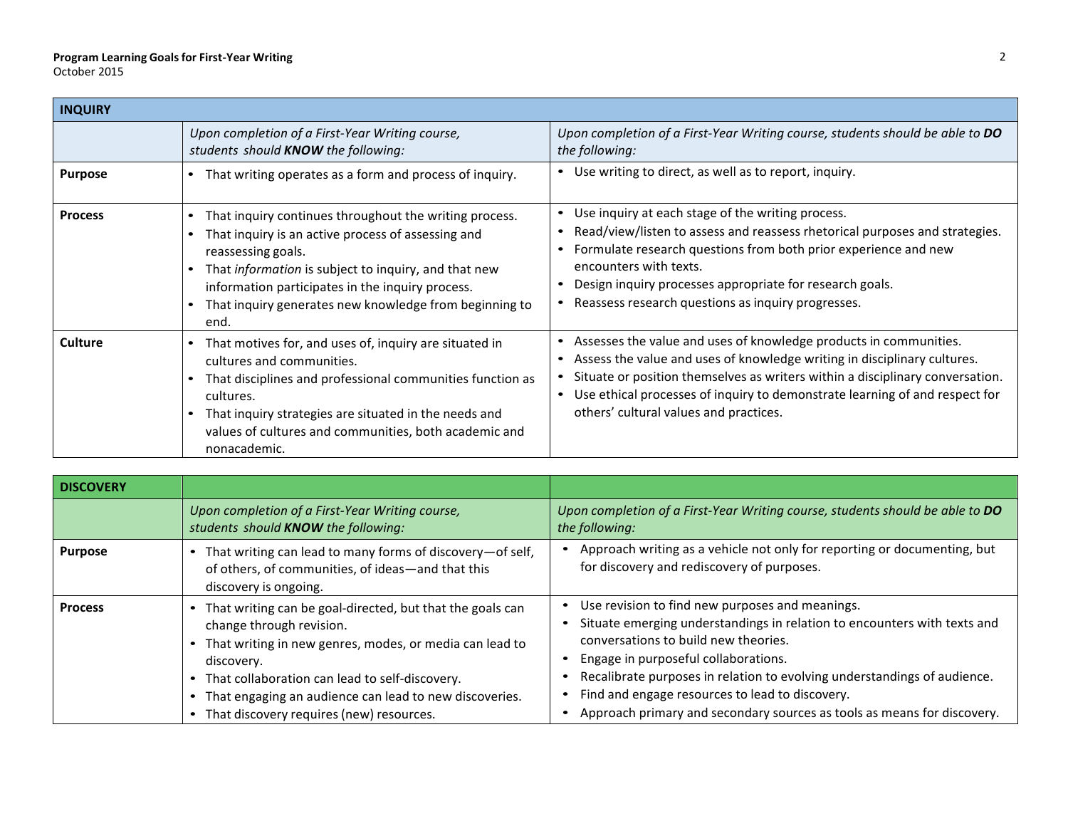| INQUIRY | | |
|---|---|---|
| | *Upon completion of a First-Year Writing course, students should **KNOW** the following:* | *Upon completion of a First-Year Writing course, students should be able to **DO** the following:* |
| **Purpose** | • That writing operates as a form and process of inquiry. | • Use writing to direct, as well as to report, inquiry. |
| **Process** | • That inquiry continues throughout the writing process.<br>• That inquiry is an active process of assessing and reassessing goals.<br>• That *information* is subject to inquiry, and that new information participates in the inquiry process.<br>• That inquiry generates new knowledge from beginning to end. | • Use inquiry at each stage of the writing process.<br>• Read/view/listen to assess and reassess rhetorical purposes and strategies.<br>• Formulate research questions from both prior experience and new encounters with texts.<br>• Design inquiry processes appropriate for research goals.<br>• Reassess research questions as inquiry progresses. |
| **Culture** | • That motives for, and uses of, inquiry are situated in cultures and communities.<br>• That disciplines and professional communities function as cultures.<br>• That inquiry strategies are situated in the needs and values of cultures and communities, both academic and nonacademic. | • Assesses the value and uses of knowledge products in communities.<br>• Assess the value and uses of knowledge writing in disciplinary cultures.<br>• Situate or position themselves as writers within a disciplinary conversation.<br>• Use ethical processes of inquiry to demonstrate learning of and respect for others' cultural values and practices. |

| DISCOVERY | | |
|---|---|---|
| | *Upon completion of a First-Year Writing course, students should **KNOW** the following:* | *Upon completion of a First-Year Writing course, students should be able to **DO** the following:* |
| **Purpose** | • That writing can lead to many forms of discovery—of self, of others, of communities, of ideas—and that this discovery is ongoing. | • Approach writing as a vehicle not only for reporting or documenting, but for discovery and rediscovery of purposes. |
| **Process** | • That writing can be goal-directed, but that the goals can change through revision.<br>• That writing in new genres, modes, or media can lead to discovery.<br>• That collaboration can lead to self-discovery.<br>• That engaging an audience can lead to new discoveries.<br>• That discovery requires (new) resources. | • Use revision to find new purposes and meanings.<br>• Situate emerging understandings in relation to encounters with texts and conversations to build new theories.<br>• Engage in purposeful collaborations.<br>• Recalibrate purposes in relation to evolving understandings of audience.<br>• Find and engage resources to lead to discovery.<br>• Approach primary and secondary sources as tools as means for discovery. |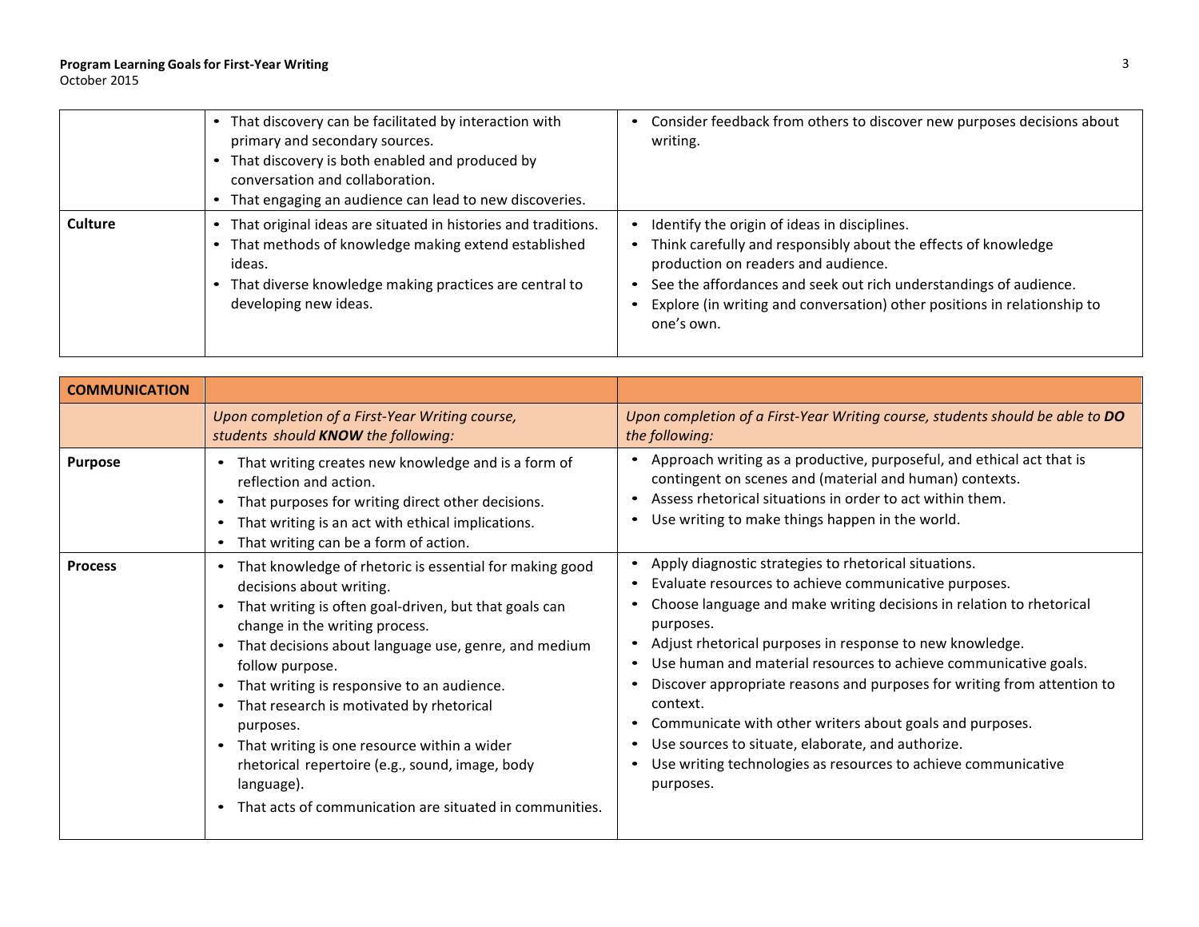| | | |
|---|---|---|
| | • That discovery can be facilitated by interaction with primary and secondary sources.<br>• That discovery is both enabled and produced by conversation and collaboration.<br>• That engaging an audience can lead to new discoveries. | • Consider feedback from others to discover new purposes decisions about writing. |
| **Culture** | • That original ideas are situated in histories and traditions.<br>• That methods of knowledge making extend established ideas.<br>• That diverse knowledge making practices are central to developing new ideas. | • Identify the origin of ideas in disciplines.<br>• Think carefully and responsibly about the effects of knowledge production on readers and audience.<br>• See the affordances and seek out rich understandings of audience.<br>• Explore (in writing and conversation) other positions in relationship to one's own. |

| **COMMUNICATION** | | |
|---|---|---|
| | *Upon completion of a First-Year Writing course, students should* ***KNOW*** *the following:* | *Upon completion of a First-Year Writing course, students should be able to* ***DO*** *the following:* |
| **Purpose** | • That writing creates new knowledge and is a form of reflection and action.<br>• That purposes for writing direct other decisions.<br>• That writing is an act with ethical implications.<br>• That writing can be a form of action. | • Approach writing as a productive, purposeful, and ethical act that is contingent on scenes and (material and human) contexts.<br>• Assess rhetorical situations in order to act within them.<br>• Use writing to make things happen in the world. |
| **Process** | • That knowledge of rhetoric is essential for making good decisions about writing.<br>• That writing is often goal-driven, but that goals can change in the writing process.<br>• That decisions about language use, genre, and medium follow purpose.<br>• That writing is responsive to an audience.<br>• That research is motivated by rhetorical purposes.<br>• That writing is one resource within a wider rhetorical repertoire (e.g., sound, image, body language).<br>• That acts of communication are situated in communities. | • Apply diagnostic strategies to rhetorical situations.<br>• Evaluate resources to achieve communicative purposes.<br>• Choose language and make writing decisions in relation to rhetorical purposes.<br>• Adjust rhetorical purposes in response to new knowledge.<br>• Use human and material resources to achieve communicative goals.<br>• Discover appropriate reasons and purposes for writing from attention to context.<br>• Communicate with other writers about goals and purposes.<br>• Use sources to situate, elaborate, and authorize.<br>• Use writing technologies as resources to achieve communicative purposes. |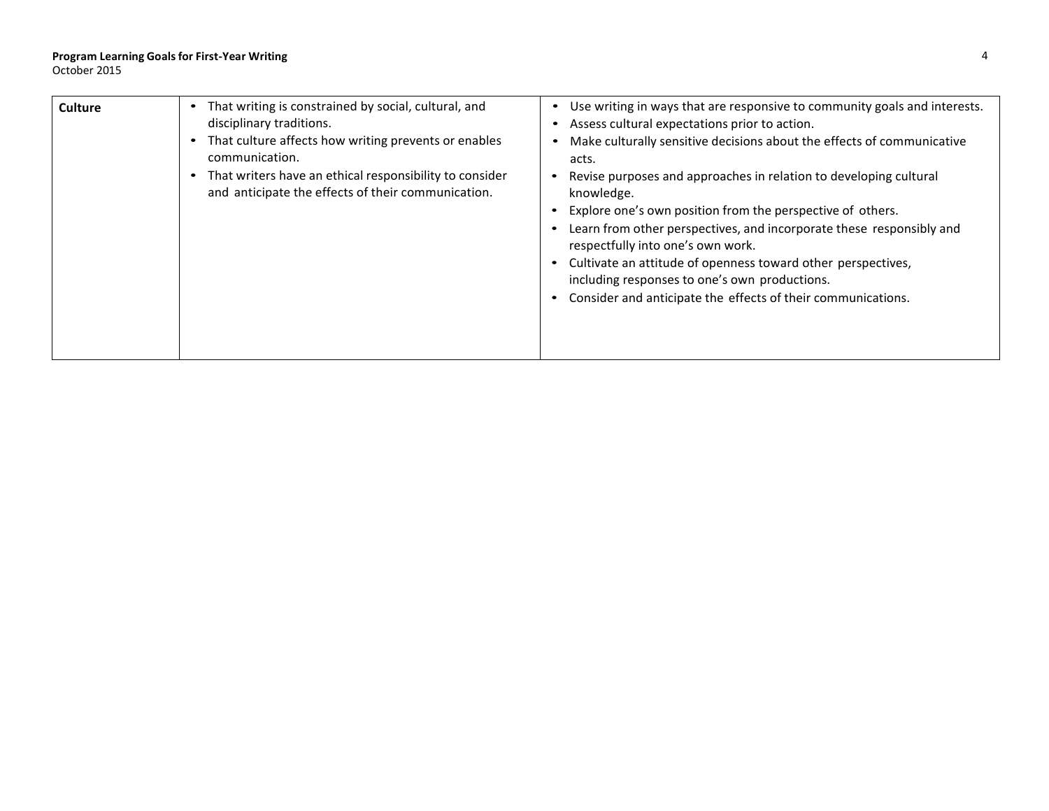| | | |
|---|---|---|
| **Culture** | • That writing is constrained by social, cultural, and disciplinary traditions.<br>• That culture affects how writing prevents or enables communication.<br>• That writers have an ethical responsibility to consider and anticipate the effects of their communication. | • Use writing in ways that are responsive to community goals and interests.<br>• Assess cultural expectations prior to action.<br>• Make culturally sensitive decisions about the effects of communicative acts.<br>• Revise purposes and approaches in relation to developing cultural knowledge.<br>• Explore one's own position from the perspective of others.<br>• Learn from other perspectives, and incorporate these responsibly and respectfully into one's own work.<br>• Cultivate an attitude of openness toward other perspectives, including responses to one's own productions.<br>• Consider and anticipate the effects of their communications. |